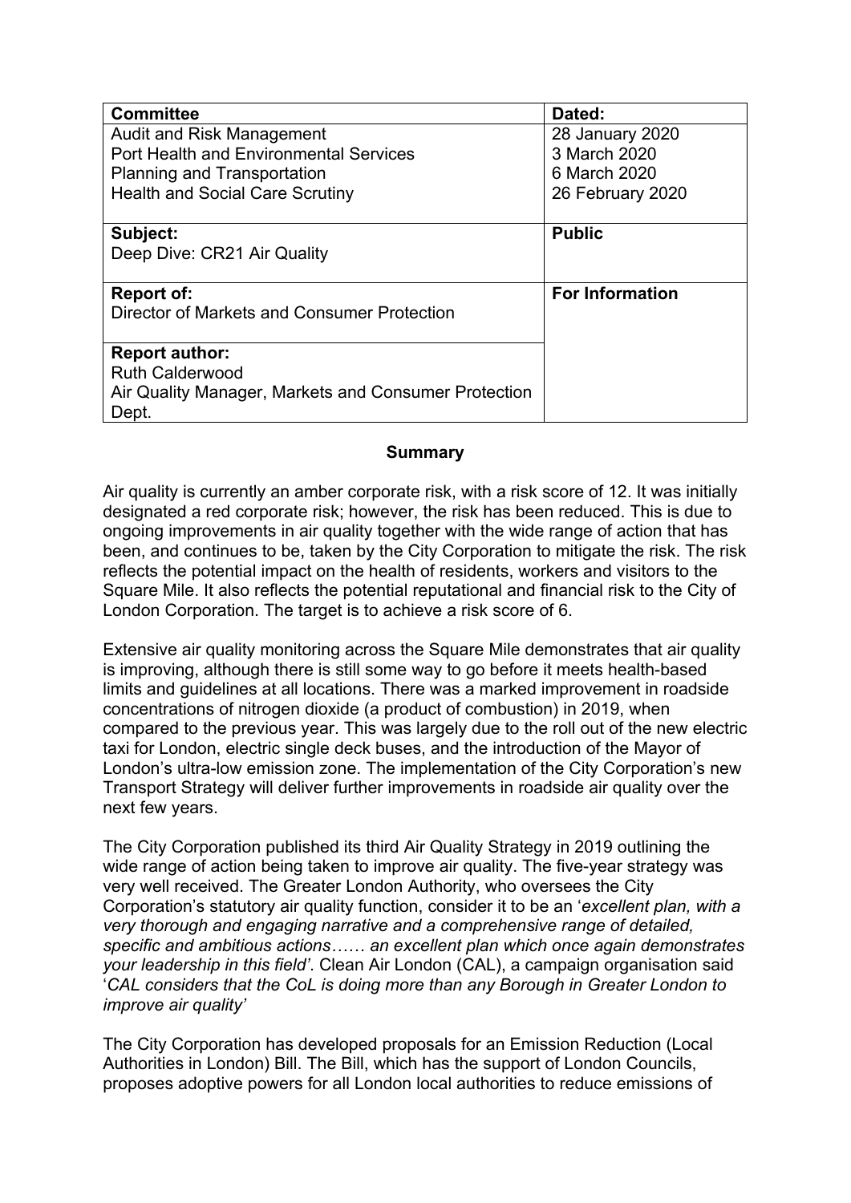| Committee | Dated: |
| --- | --- |
| Audit and Risk Management<br>Port Health and Environmental Services<br>Planning and Transportation<br>Health and Social Care Scrutiny | 28 January 2020<br>3 March 2020<br>6 March 2020<br>26 February 2020 |
| **Subject:**<br>Deep Dive: CR21 Air Quality | **Public** |
| **Report of:**<br>Director of Markets and Consumer Protection | **For Information** |
| **Report author:**<br>Ruth Calderwood<br>Air Quality Manager, Markets and Consumer Protection Dept. | |

## Summary

Air quality is currently an amber corporate risk, with a risk score of 12. It was initially designated a red corporate risk; however, the risk has been reduced. This is due to ongoing improvements in air quality together with the wide range of action that has been, and continues to be, taken by the City Corporation to mitigate the risk. The risk reflects the potential impact on the health of residents, workers and visitors to the Square Mile. It also reflects the potential reputational and financial risk to the City of London Corporation. The target is to achieve a risk score of 6.

Extensive air quality monitoring across the Square Mile demonstrates that air quality is improving, although there is still some way to go before it meets health-based limits and guidelines at all locations. There was a marked improvement in roadside concentrations of nitrogen dioxide (a product of combustion) in 2019, when compared to the previous year. This was largely due to the roll out of the new electric taxi for London, electric single deck buses, and the introduction of the Mayor of London's ultra-low emission zone. The implementation of the City Corporation's new Transport Strategy will deliver further improvements in roadside air quality over the next few years.

The City Corporation published its third Air Quality Strategy in 2019 outlining the wide range of action being taken to improve air quality. The five-year strategy was very well received. The Greater London Authority, who oversees the City Corporation's statutory air quality function, consider it to be an '*excellent plan, with a very thorough and engaging narrative and a comprehensive range of detailed, specific and ambitious actions…… an excellent plan which once again demonstrates your leadership in this field'*. Clean Air London (CAL), a campaign organisation said '*CAL considers that the CoL is doing more than any Borough in Greater London to improve air quality'*

The City Corporation has developed proposals for an Emission Reduction (Local Authorities in London) Bill. The Bill, which has the support of London Councils, proposes adoptive powers for all London local authorities to reduce emissions of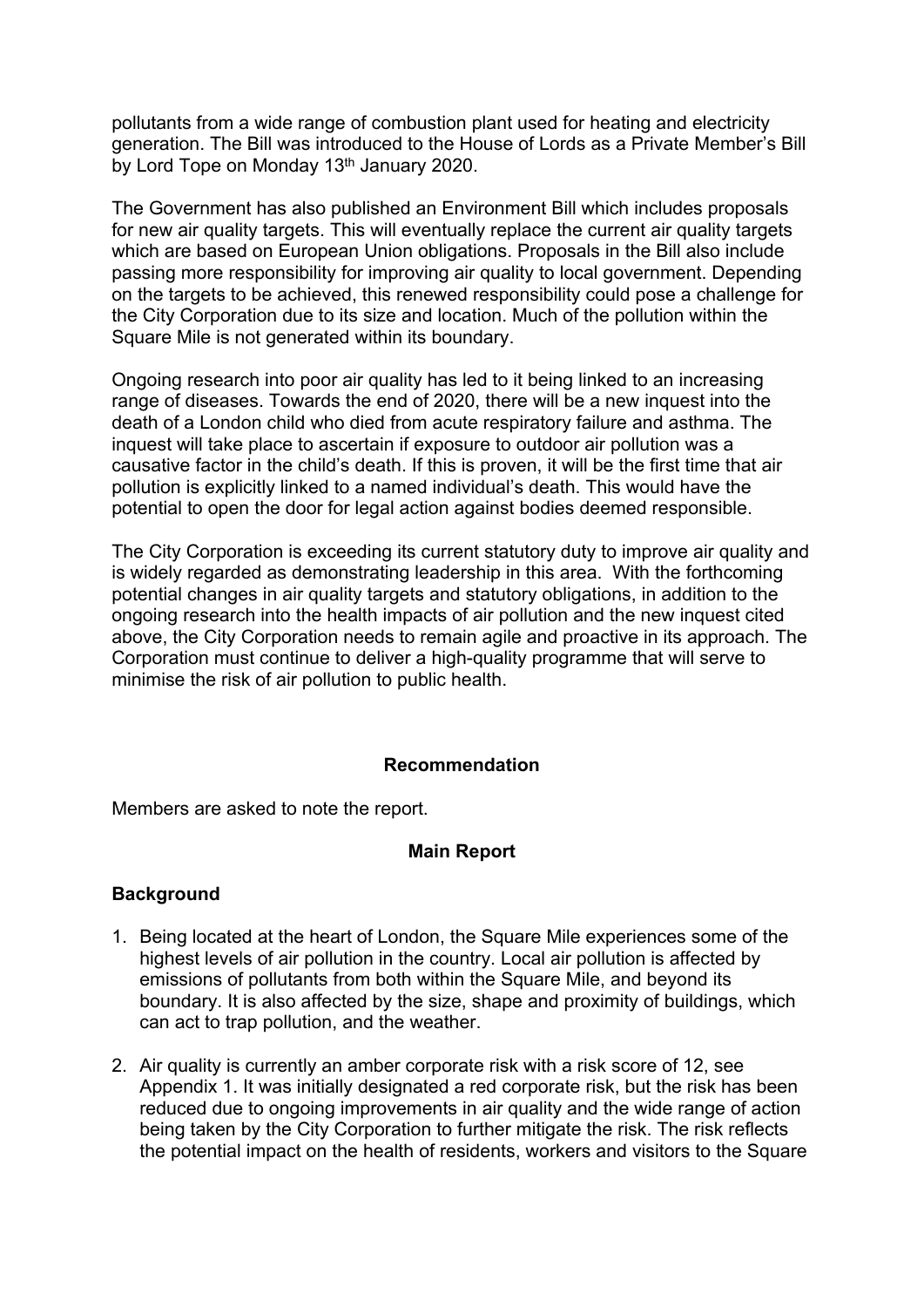pollutants from a wide range of combustion plant used for heating and electricity generation. The Bill was introduced to the House of Lords as a Private Member's Bill by Lord Tope on Monday 13th January 2020.

The Government has also published an Environment Bill which includes proposals for new air quality targets. This will eventually replace the current air quality targets which are based on European Union obligations. Proposals in the Bill also include passing more responsibility for improving air quality to local government. Depending on the targets to be achieved, this renewed responsibility could pose a challenge for the City Corporation due to its size and location. Much of the pollution within the Square Mile is not generated within its boundary.

Ongoing research into poor air quality has led to it being linked to an increasing range of diseases. Towards the end of 2020, there will be a new inquest into the death of a London child who died from acute respiratory failure and asthma. The inquest will take place to ascertain if exposure to outdoor air pollution was a causative factor in the child's death. If this is proven, it will be the first time that air pollution is explicitly linked to a named individual's death. This would have the potential to open the door for legal action against bodies deemed responsible.

The City Corporation is exceeding its current statutory duty to improve air quality and is widely regarded as demonstrating leadership in this area. With the forthcoming potential changes in air quality targets and statutory obligations, in addition to the ongoing research into the health impacts of air pollution and the new inquest cited above, the City Corporation needs to remain agile and proactive in its approach. The Corporation must continue to deliver a high-quality programme that will serve to minimise the risk of air pollution to public health.

**Recommendation**

Members are asked to note the report.

**Main Report**

**Background**

1. Being located at the heart of London, the Square Mile experiences some of the highest levels of air pollution in the country. Local air pollution is affected by emissions of pollutants from both within the Square Mile, and beyond its boundary. It is also affected by the size, shape and proximity of buildings, which can act to trap pollution, and the weather.

2. Air quality is currently an amber corporate risk with a risk score of 12, see Appendix 1. It was initially designated a red corporate risk, but the risk has been reduced due to ongoing improvements in air quality and the wide range of action being taken by the City Corporation to further mitigate the risk. The risk reflects the potential impact on the health of residents, workers and visitors to the Square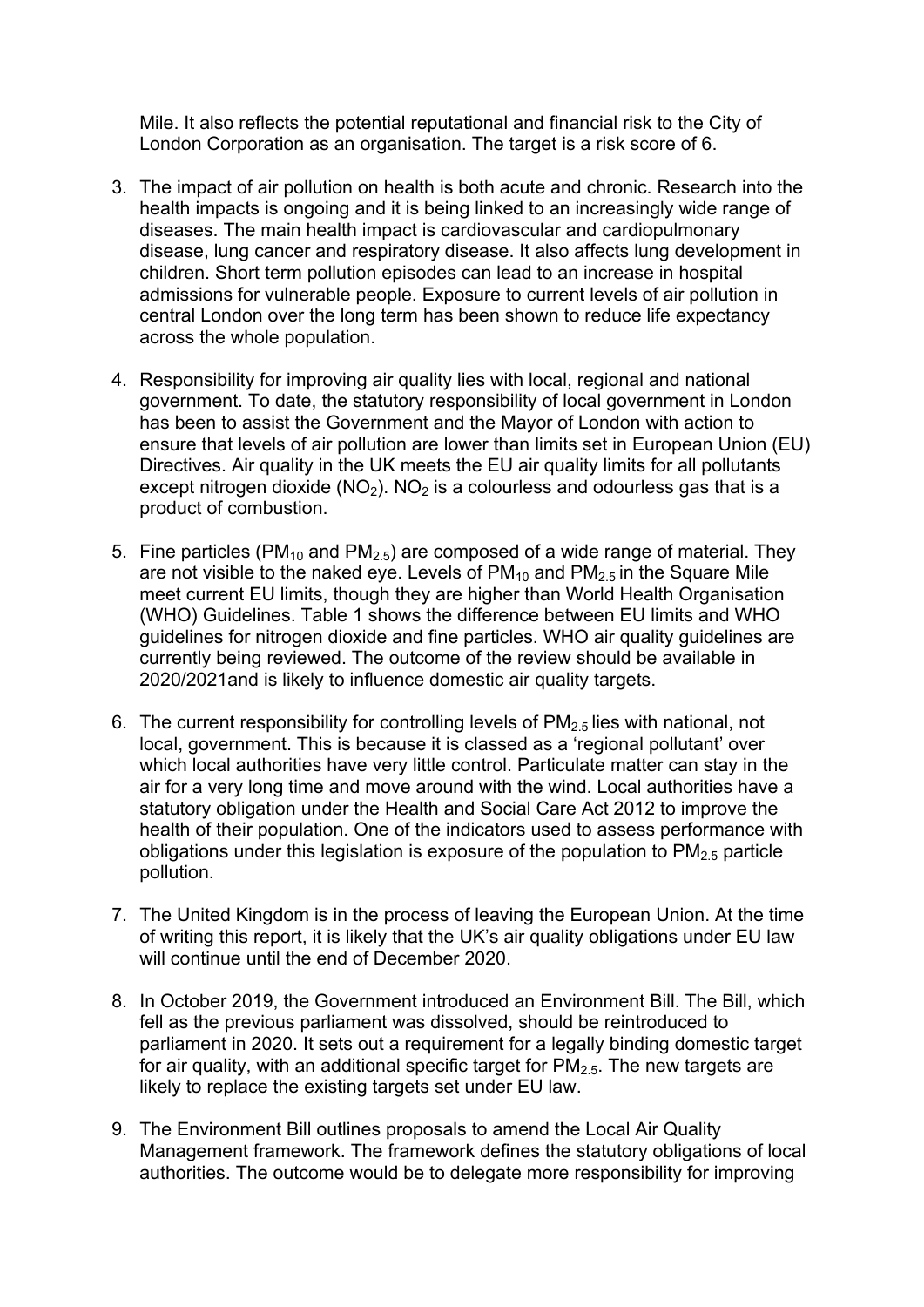Mile. It also reflects the potential reputational and financial risk to the City of London Corporation as an organisation. The target is a risk score of 6.

3. The impact of air pollution on health is both acute and chronic. Research into the health impacts is ongoing and it is being linked to an increasingly wide range of diseases. The main health impact is cardiovascular and cardiopulmonary disease, lung cancer and respiratory disease. It also affects lung development in children. Short term pollution episodes can lead to an increase in hospital admissions for vulnerable people. Exposure to current levels of air pollution in central London over the long term has been shown to reduce life expectancy across the whole population.

4. Responsibility for improving air quality lies with local, regional and national government. To date, the statutory responsibility of local government in London has been to assist the Government and the Mayor of London with action to ensure that levels of air pollution are lower than limits set in European Union (EU) Directives. Air quality in the UK meets the EU air quality limits for all pollutants except nitrogen dioxide ($NO_2$). $NO_2$ is a colourless and odourless gas that is a product of combustion.

5. Fine particles ($PM_{10}$ and $PM_{2.5}$) are composed of a wide range of material. They are not visible to the naked eye. Levels of $PM_{10}$ and $PM_{2.5}$ in the Square Mile meet current EU limits, though they are higher than World Health Organisation (WHO) Guidelines. Table 1 shows the difference between EU limits and WHO guidelines for nitrogen dioxide and fine particles. WHO air quality guidelines are currently being reviewed. The outcome of the review should be available in 2020/2021and is likely to influence domestic air quality targets.

6. The current responsibility for controlling levels of $PM_{2.5}$ lies with national, not local, government. This is because it is classed as a 'regional pollutant' over which local authorities have very little control. Particulate matter can stay in the air for a very long time and move around with the wind. Local authorities have a statutory obligation under the Health and Social Care Act 2012 to improve the health of their population. One of the indicators used to assess performance with obligations under this legislation is exposure of the population to $PM_{2.5}$ particle pollution.

7. The United Kingdom is in the process of leaving the European Union. At the time of writing this report, it is likely that the UK's air quality obligations under EU law will continue until the end of December 2020.

8. In October 2019, the Government introduced an Environment Bill. The Bill, which fell as the previous parliament was dissolved, should be reintroduced to parliament in 2020. It sets out a requirement for a legally binding domestic target for air quality, with an additional specific target for $PM_{2.5}$. The new targets are likely to replace the existing targets set under EU law.

9. The Environment Bill outlines proposals to amend the Local Air Quality Management framework. The framework defines the statutory obligations of local authorities. The outcome would be to delegate more responsibility for improving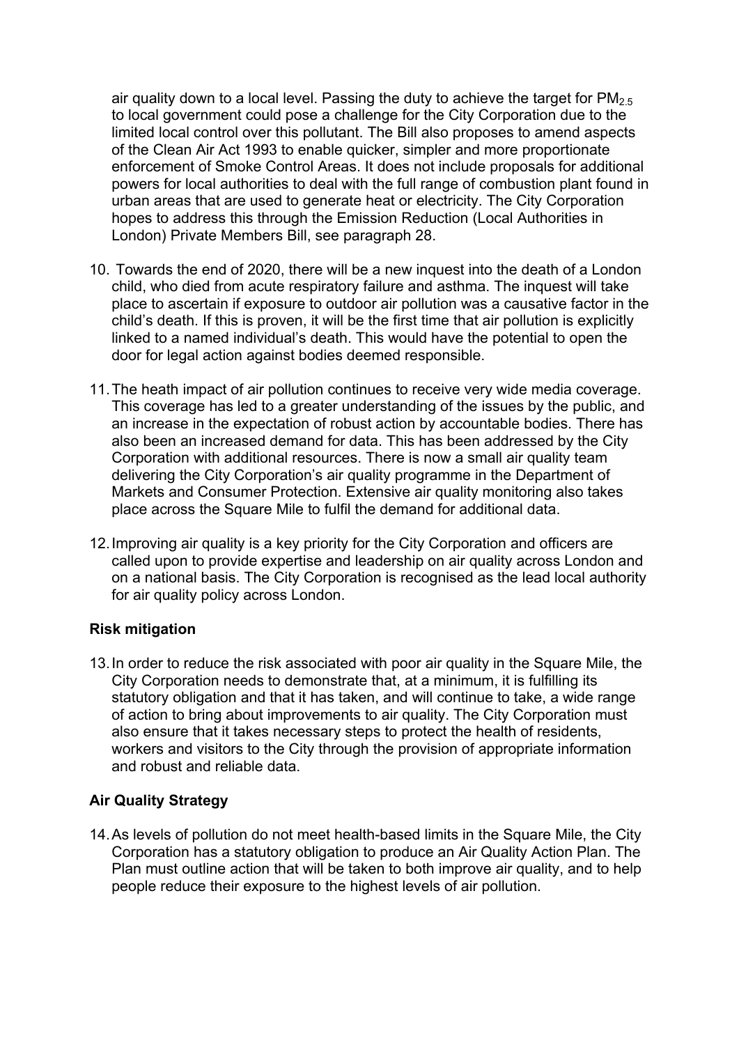air quality down to a local level. Passing the duty to achieve the target for $PM_{2.5}$ to local government could pose a challenge for the City Corporation due to the limited local control over this pollutant. The Bill also proposes to amend aspects of the Clean Air Act 1993 to enable quicker, simpler and more proportionate enforcement of Smoke Control Areas. It does not include proposals for additional powers for local authorities to deal with the full range of combustion plant found in urban areas that are used to generate heat or electricity. The City Corporation hopes to address this through the Emission Reduction (Local Authorities in London) Private Members Bill, see paragraph 28.

10. Towards the end of 2020, there will be a new inquest into the death of a London child, who died from acute respiratory failure and asthma. The inquest will take place to ascertain if exposure to outdoor air pollution was a causative factor in the child's death. If this is proven, it will be the first time that air pollution is explicitly linked to a named individual's death. This would have the potential to open the door for legal action against bodies deemed responsible.

11. The heath impact of air pollution continues to receive very wide media coverage. This coverage has led to a greater understanding of the issues by the public, and an increase in the expectation of robust action by accountable bodies. There has also been an increased demand for data. This has been addressed by the City Corporation with additional resources. There is now a small air quality team delivering the City Corporation's air quality programme in the Department of Markets and Consumer Protection. Extensive air quality monitoring also takes place across the Square Mile to fulfil the demand for additional data.

12. Improving air quality is a key priority for the City Corporation and officers are called upon to provide expertise and leadership on air quality across London and on a national basis. The City Corporation is recognised as the lead local authority for air quality policy across London.

**Risk mitigation**

13. In order to reduce the risk associated with poor air quality in the Square Mile, the City Corporation needs to demonstrate that, at a minimum, it is fulfilling its statutory obligation and that it has taken, and will continue to take, a wide range of action to bring about improvements to air quality. The City Corporation must also ensure that it takes necessary steps to protect the health of residents, workers and visitors to the City through the provision of appropriate information and robust and reliable data.

**Air Quality Strategy**

14. As levels of pollution do not meet health-based limits in the Square Mile, the City Corporation has a statutory obligation to produce an Air Quality Action Plan. The Plan must outline action that will be taken to both improve air quality, and to help people reduce their exposure to the highest levels of air pollution.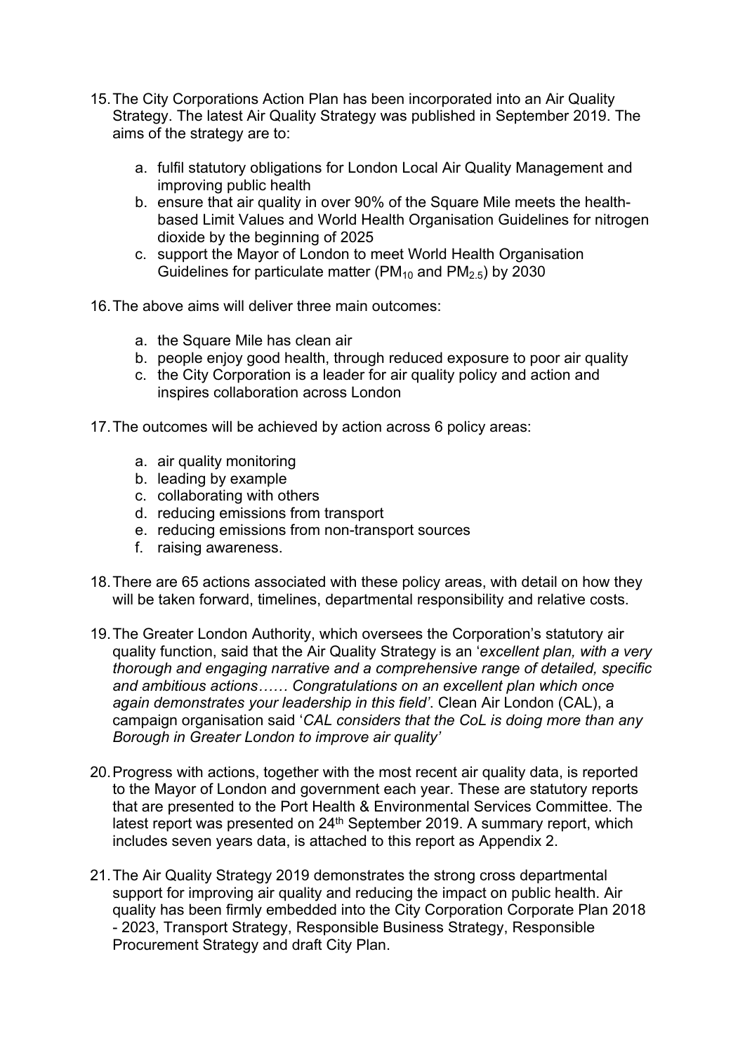15. The City Corporations Action Plan has been incorporated into an Air Quality Strategy. The latest Air Quality Strategy was published in September 2019. The aims of the strategy are to:

    a. fulfil statutory obligations for London Local Air Quality Management and improving public health
    b. ensure that air quality in over 90% of the Square Mile meets the health-based Limit Values and World Health Organisation Guidelines for nitrogen dioxide by the beginning of 2025
    c. support the Mayor of London to meet World Health Organisation Guidelines for particulate matter ($PM_{10}$ and $PM_{2.5}$) by 2030

16. The above aims will deliver three main outcomes:

    a. the Square Mile has clean air
    b. people enjoy good health, through reduced exposure to poor air quality
    c. the City Corporation is a leader for air quality policy and action and inspires collaboration across London

17. The outcomes will be achieved by action across 6 policy areas:

    a. air quality monitoring
    b. leading by example
    c. collaborating with others
    d. reducing emissions from transport
    e. reducing emissions from non-transport sources
    f. raising awareness.

18. There are 65 actions associated with these policy areas, with detail on how they will be taken forward, timelines, departmental responsibility and relative costs.

19. The Greater London Authority, which oversees the Corporation's statutory air quality function, said that the Air Quality Strategy is an '*excellent plan, with a very thorough and engaging narrative and a comprehensive range of detailed, specific and ambitious actions…… Congratulations on an excellent plan which once again demonstrates your leadership in this field'*. Clean Air London (CAL), a campaign organisation said '*CAL considers that the CoL is doing more than any Borough in Greater London to improve air quality'*

20. Progress with actions, together with the most recent air quality data, is reported to the Mayor of London and government each year. These are statutory reports that are presented to the Port Health & Environmental Services Committee. The latest report was presented on 24th September 2019. A summary report, which includes seven years data, is attached to this report as Appendix 2.

21. The Air Quality Strategy 2019 demonstrates the strong cross departmental support for improving air quality and reducing the impact on public health. Air quality has been firmly embedded into the City Corporation Corporate Plan 2018 - 2023, Transport Strategy, Responsible Business Strategy, Responsible Procurement Strategy and draft City Plan.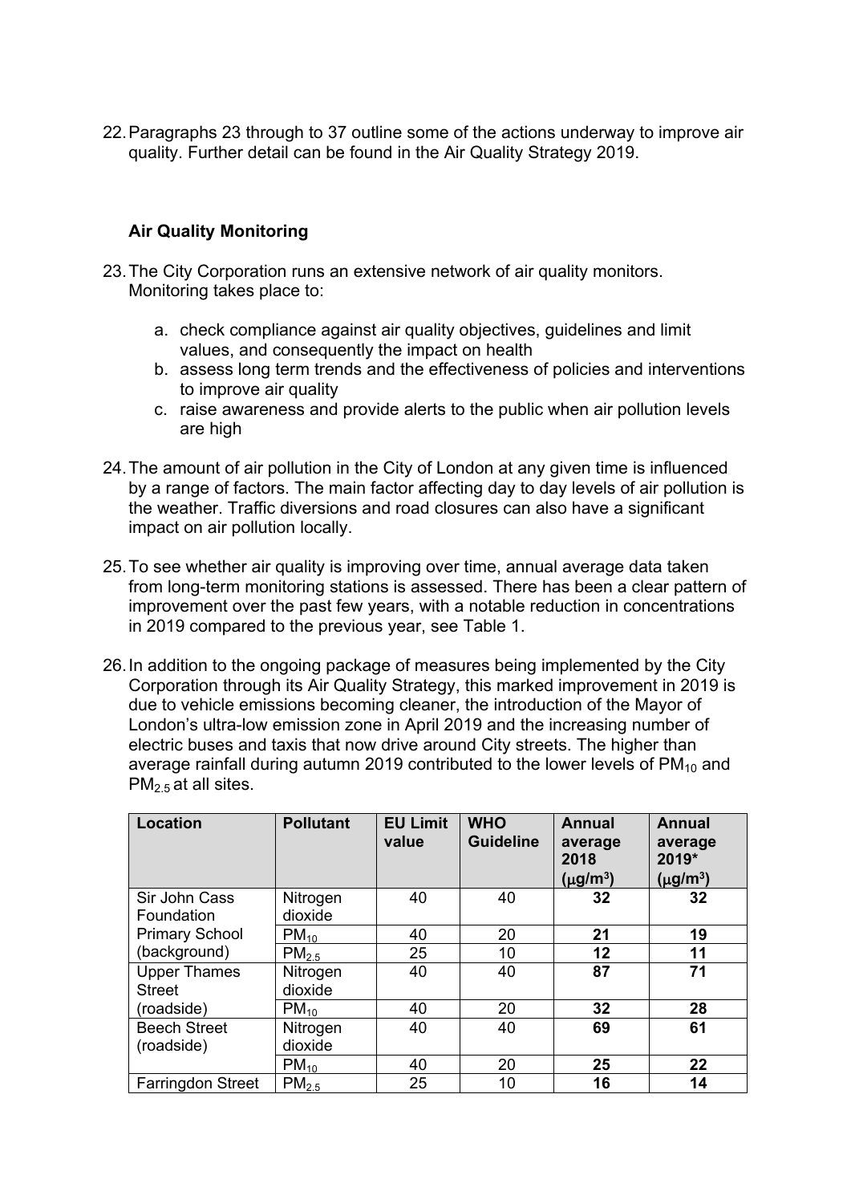22. Paragraphs 23 through to 37 outline some of the actions underway to improve air quality. Further detail can be found in the Air Quality Strategy 2019.

### Air Quality Monitoring

23. The City Corporation runs an extensive network of air quality monitors. Monitoring takes place to:

    a. check compliance against air quality objectives, guidelines and limit values, and consequently the impact on health
    b. assess long term trends and the effectiveness of policies and interventions to improve air quality
    c. raise awareness and provide alerts to the public when air pollution levels are high

24. The amount of air pollution in the City of London at any given time is influenced by a range of factors. The main factor affecting day to day levels of air pollution is the weather. Traffic diversions and road closures can also have a significant impact on air pollution locally.

25. To see whether air quality is improving over time, annual average data taken from long-term monitoring stations is assessed. There has been a clear pattern of improvement over the past few years, with a notable reduction in concentrations in 2019 compared to the previous year, see Table 1.

26. In addition to the ongoing package of measures being implemented by the City Corporation through its Air Quality Strategy, this marked improvement in 2019 is due to vehicle emissions becoming cleaner, the introduction of the Mayor of London's ultra-low emission zone in April 2019 and the increasing number of electric buses and taxis that now drive around City streets. The higher than average rainfall during autumn 2019 contributed to the lower levels of $PM_{10}$ and $PM_{2.5}$ at all sites.

| Location | Pollutant | EU Limit value | WHO Guideline | Annual average 2018 ($\mu g/m^3$) | Annual average 2019* ($\mu g/m^3$) |
|---|---|---|---|---|---|
| Sir John Cass Foundation Primary School (background) | Nitrogen dioxide | 40 | 40 | **32** | **32** |
| | $PM_{10}$ | 40 | 20 | **21** | **19** |
| | $PM_{2.5}$ | 25 | 10 | **12** | **11** |
| Upper Thames Street (roadside) | Nitrogen dioxide | 40 | 40 | **87** | **71** |
| | $PM_{10}$ | 40 | 20 | **32** | **28** |
| Beech Street (roadside) | Nitrogen dioxide | 40 | 40 | **69** | **61** |
| | $PM_{10}$ | 40 | 20 | **25** | **22** |
| Farringdon Street | $PM_{2.5}$ | 25 | 10 | **16** | **14** |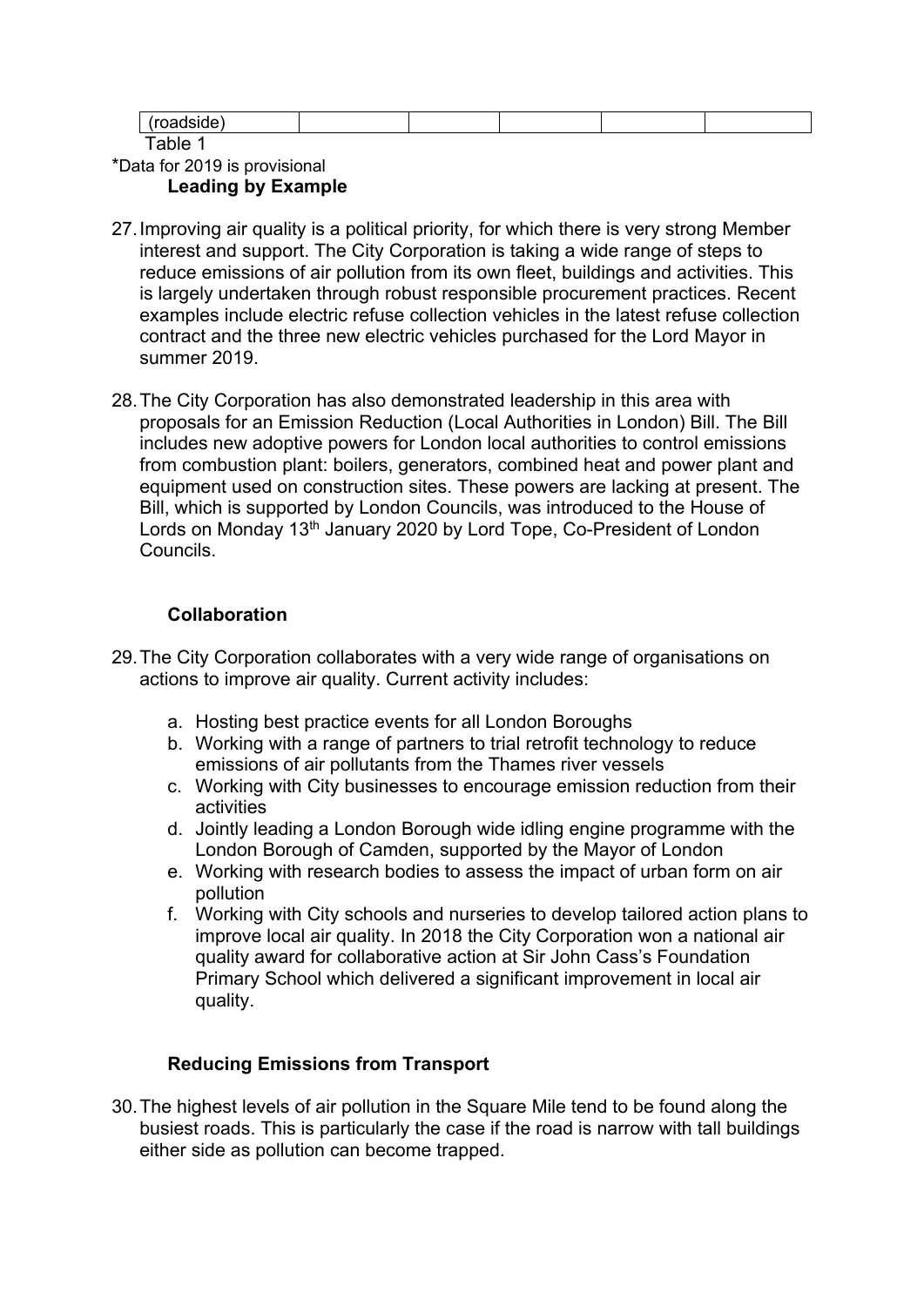| (roadside) | | | | | |
|---|---|---|---|---|---|

Table 1

*Data for 2019 is provisional

### Leading by Example

27. Improving air quality is a political priority, for which there is very strong Member interest and support. The City Corporation is taking a wide range of steps to reduce emissions of air pollution from its own fleet, buildings and activities. This is largely undertaken through robust responsible procurement practices. Recent examples include electric refuse collection vehicles in the latest refuse collection contract and the three new electric vehicles purchased for the Lord Mayor in summer 2019.

28. The City Corporation has also demonstrated leadership in this area with proposals for an Emission Reduction (Local Authorities in London) Bill. The Bill includes new adoptive powers for London local authorities to control emissions from combustion plant: boilers, generators, combined heat and power plant and equipment used on construction sites. These powers are lacking at present. The Bill, which is supported by London Councils, was introduced to the House of Lords on Monday 13th January 2020 by Lord Tope, Co-President of London Councils.

### Collaboration

29. The City Corporation collaborates with a very wide range of organisations on actions to improve air quality. Current activity includes:

    a. Hosting best practice events for all London Boroughs
    b. Working with a range of partners to trial retrofit technology to reduce emissions of air pollutants from the Thames river vessels
    c. Working with City businesses to encourage emission reduction from their activities
    d. Jointly leading a London Borough wide idling engine programme with the London Borough of Camden, supported by the Mayor of London
    e. Working with research bodies to assess the impact of urban form on air pollution
    f. Working with City schools and nurseries to develop tailored action plans to improve local air quality. In 2018 the City Corporation won a national air quality award for collaborative action at Sir John Cass's Foundation Primary School which delivered a significant improvement in local air quality.

### Reducing Emissions from Transport

30. The highest levels of air pollution in the Square Mile tend to be found along the busiest roads. This is particularly the case if the road is narrow with tall buildings either side as pollution can become trapped.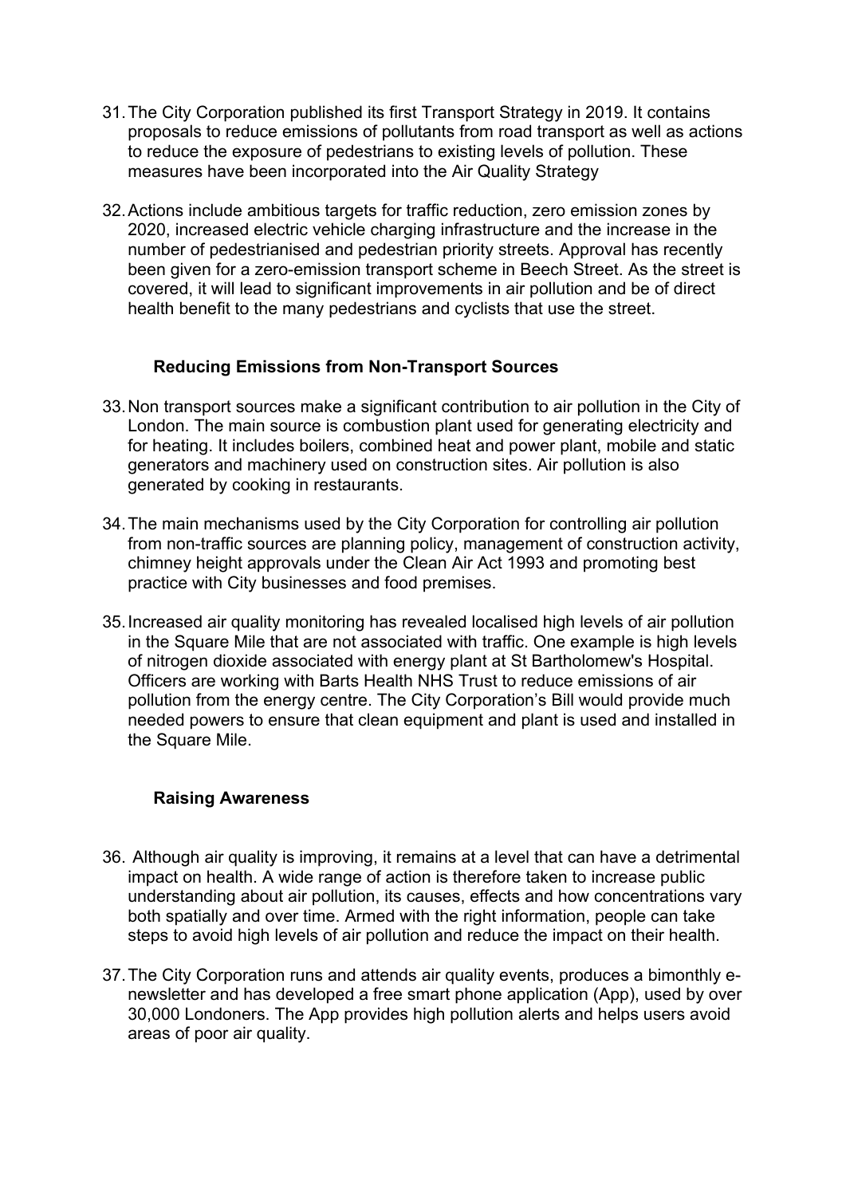31. The City Corporation published its first Transport Strategy in 2019. It contains proposals to reduce emissions of pollutants from road transport as well as actions to reduce the exposure of pedestrians to existing levels of pollution. These measures have been incorporated into the Air Quality Strategy

32. Actions include ambitious targets for traffic reduction, zero emission zones by 2020, increased electric vehicle charging infrastructure and the increase in the number of pedestrianised and pedestrian priority streets. Approval has recently been given for a zero-emission transport scheme in Beech Street. As the street is covered, it will lead to significant improvements in air pollution and be of direct health benefit to the many pedestrians and cyclists that use the street.

**Reducing Emissions from Non-Transport Sources**

33. Non transport sources make a significant contribution to air pollution in the City of London. The main source is combustion plant used for generating electricity and for heating. It includes boilers, combined heat and power plant, mobile and static generators and machinery used on construction sites. Air pollution is also generated by cooking in restaurants.

34. The main mechanisms used by the City Corporation for controlling air pollution from non-traffic sources are planning policy, management of construction activity, chimney height approvals under the Clean Air Act 1993 and promoting best practice with City businesses and food premises.

35. Increased air quality monitoring has revealed localised high levels of air pollution in the Square Mile that are not associated with traffic. One example is high levels of nitrogen dioxide associated with energy plant at St Bartholomew's Hospital. Officers are working with Barts Health NHS Trust to reduce emissions of air pollution from the energy centre. The City Corporation's Bill would provide much needed powers to ensure that clean equipment and plant is used and installed in the Square Mile.

**Raising Awareness**

36. Although air quality is improving, it remains at a level that can have a detrimental impact on health. A wide range of action is therefore taken to increase public understanding about air pollution, its causes, effects and how concentrations vary both spatially and over time. Armed with the right information, people can take steps to avoid high levels of air pollution and reduce the impact on their health.

37. The City Corporation runs and attends air quality events, produces a bimonthly e-newsletter and has developed a free smart phone application (App), used by over 30,000 Londoners. The App provides high pollution alerts and helps users avoid areas of poor air quality.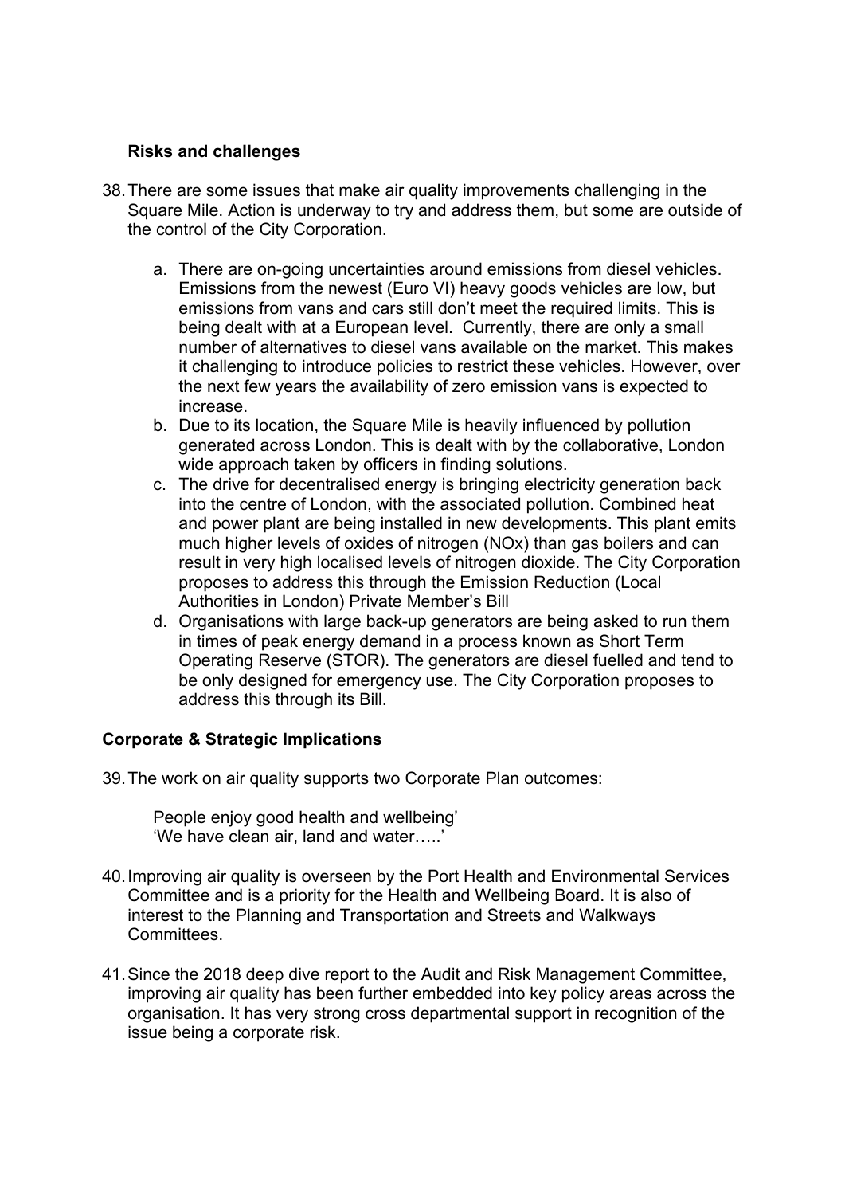### Risks and challenges

38. There are some issues that make air quality improvements challenging in the Square Mile. Action is underway to try and address them, but some are outside of the control of the City Corporation.

    a. There are on-going uncertainties around emissions from diesel vehicles. Emissions from the newest (Euro VI) heavy goods vehicles are low, but emissions from vans and cars still don't meet the required limits. This is being dealt with at a European level. Currently, there are only a small number of alternatives to diesel vans available on the market. This makes it challenging to introduce policies to restrict these vehicles. However, over the next few years the availability of zero emission vans is expected to increase.
    b. Due to its location, the Square Mile is heavily influenced by pollution generated across London. This is dealt with by the collaborative, London wide approach taken by officers in finding solutions.
    c. The drive for decentralised energy is bringing electricity generation back into the centre of London, with the associated pollution. Combined heat and power plant are being installed in new developments. This plant emits much higher levels of oxides of nitrogen (NOx) than gas boilers and can result in very high localised levels of nitrogen dioxide. The City Corporation proposes to address this through the Emission Reduction (Local Authorities in London) Private Member's Bill
    d. Organisations with large back-up generators are being asked to run them in times of peak energy demand in a process known as Short Term Operating Reserve (STOR). The generators are diesel fuelled and tend to be only designed for emergency use. The City Corporation proposes to address this through its Bill.

### Corporate & Strategic Implications

39. The work on air quality supports two Corporate Plan outcomes:

    People enjoy good health and wellbeing'
    'We have clean air, land and water…..'

40. Improving air quality is overseen by the Port Health and Environmental Services Committee and is a priority for the Health and Wellbeing Board. It is also of interest to the Planning and Transportation and Streets and Walkways Committees.

41. Since the 2018 deep dive report to the Audit and Risk Management Committee, improving air quality has been further embedded into key policy areas across the organisation. It has very strong cross departmental support in recognition of the issue being a corporate risk.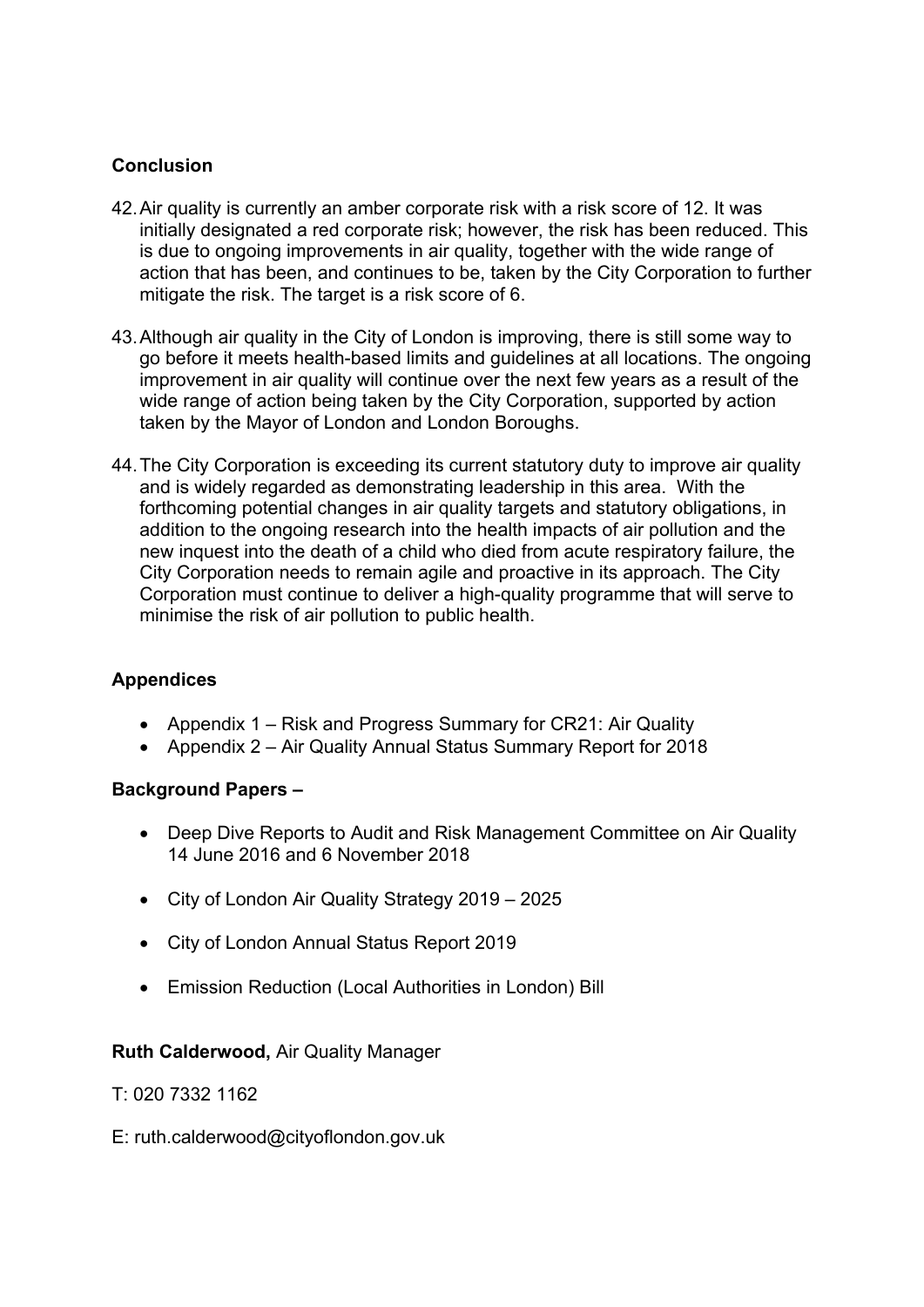**Conclusion**

42. Air quality is currently an amber corporate risk with a risk score of 12. It was initially designated a red corporate risk; however, the risk has been reduced. This is due to ongoing improvements in air quality, together with the wide range of action that has been, and continues to be, taken by the City Corporation to further mitigate the risk. The target is a risk score of 6.

43. Although air quality in the City of London is improving, there is still some way to go before it meets health-based limits and guidelines at all locations. The ongoing improvement in air quality will continue over the next few years as a result of the wide range of action being taken by the City Corporation, supported by action taken by the Mayor of London and London Boroughs.

44. The City Corporation is exceeding its current statutory duty to improve air quality and is widely regarded as demonstrating leadership in this area. With the forthcoming potential changes in air quality targets and statutory obligations, in addition to the ongoing research into the health impacts of air pollution and the new inquest into the death of a child who died from acute respiratory failure, the City Corporation needs to remain agile and proactive in its approach. The City Corporation must continue to deliver a high-quality programme that will serve to minimise the risk of air pollution to public health.

**Appendices**

- Appendix 1 – Risk and Progress Summary for CR21: Air Quality
- Appendix 2 – Air Quality Annual Status Summary Report for 2018

**Background Papers –**

- Deep Dive Reports to Audit and Risk Management Committee on Air Quality 14 June 2016 and 6 November 2018
- City of London Air Quality Strategy 2019 – 2025
- City of London Annual Status Report 2019
- Emission Reduction (Local Authorities in London) Bill

**Ruth Calderwood,** Air Quality Manager

T: 020 7332 1162

E: ruth.calderwood@cityoflondon.gov.uk